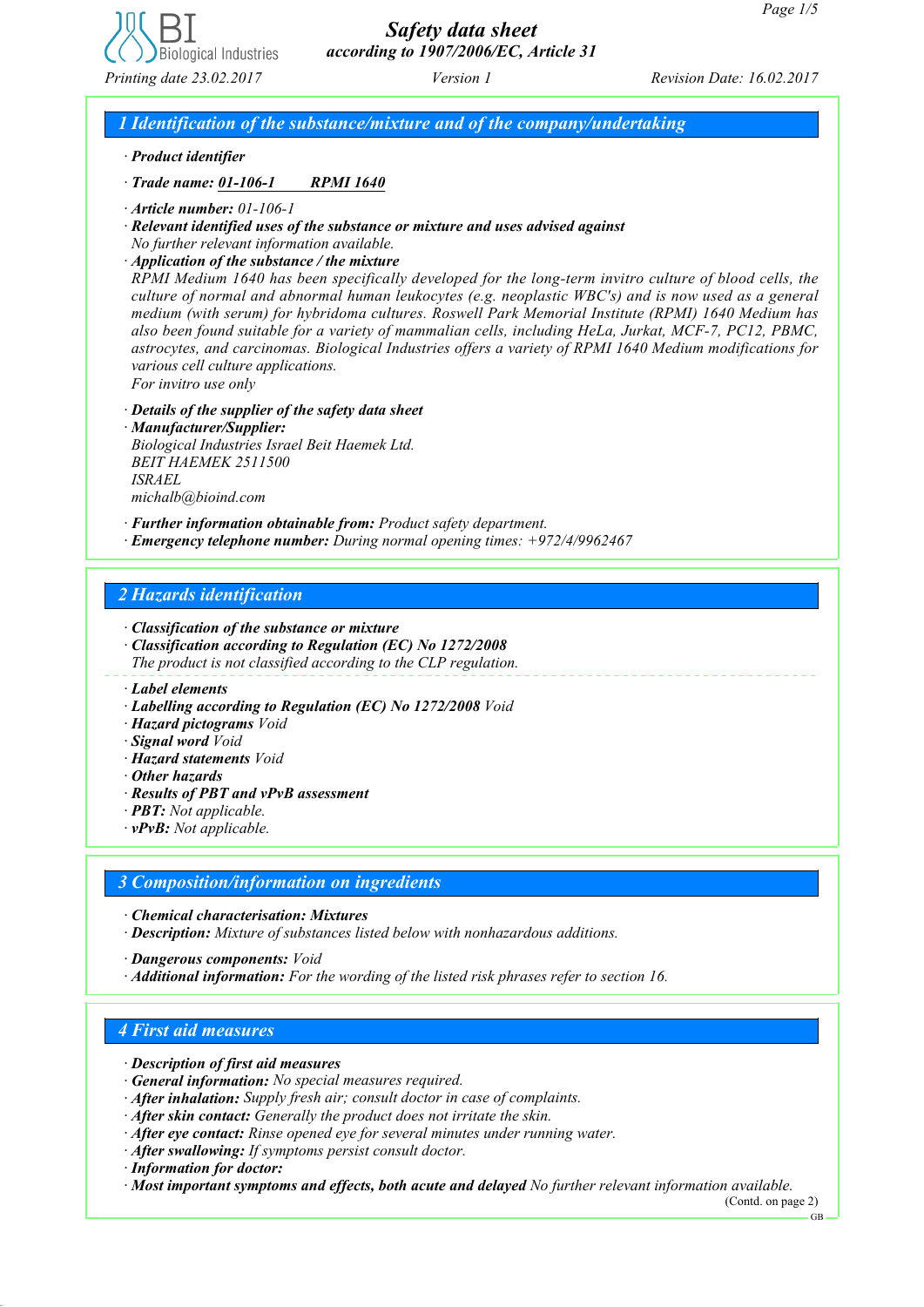# Safety data sheet

*according to 1907/2006/EC, Article 31*

Printing date 23.02.2017 | Version 1 | Revision Date: 16.02.2017

## 1 Identification of the substance/mixture and of the company/undertaking

· **Product identifier**

· **Trade name: 01-106-1 RPMI 1640**

· **Article number:** 01-106-1

· **Relevant identified uses of the substance or mixture and uses advised against**
No further relevant information available.

· **Application of the substance / the mixture**
RPMI Medium 1640 has been specifically developed for the long-term invitro culture of blood cells, the culture of normal and abnormal human leukocytes (e.g. neoplastic WBC's) and is now used as a general medium (with serum) for hybridoma cultures. Roswell Park Memorial Institute (RPMI) 1640 Medium has also been found suitable for a variety of mammalian cells, including HeLa, Jurkat, MCF-7, PC12, PBMC, astrocytes, and carcinomas. Biological Industries offers a variety of RPMI 1640 Medium modifications for various cell culture applications.
For invitro use only

· **Details of the supplier of the safety data sheet**

· **Manufacturer/Supplier:**
Biological Industries Israel Beit Haemek Ltd.
BEIT HAEMEK 2511500
ISRAEL
michalb@bioind.com

· **Further information obtainable from:** Product safety department.

· **Emergency telephone number:** During normal opening times: +972/4/9962467

## 2 Hazards identification

· **Classification of the substance or mixture**

· **Classification according to Regulation (EC) No 1272/2008**
The product is not classified according to the CLP regulation.

· **Label elements**

· **Labelling according to Regulation (EC) No 1272/2008** Void

· **Hazard pictograms** Void

· **Signal word** Void

· **Hazard statements** Void

· **Other hazards**

· **Results of PBT and vPvB assessment**

· **PBT:** Not applicable.

· **vPvB:** Not applicable.

## 3 Composition/information on ingredients

· **Chemical characterisation: Mixtures**

· **Description:** Mixture of substances listed below with nonhazardous additions.

· **Dangerous components:** Void

· **Additional information:** For the wording of the listed risk phrases refer to section 16.

## 4 First aid measures

· **Description of first aid measures**

· **General information:** No special measures required.

· **After inhalation:** Supply fresh air; consult doctor in case of complaints.

· **After skin contact:** Generally the product does not irritate the skin.

· **After eye contact:** Rinse opened eye for several minutes under running water.

· **After swallowing:** If symptoms persist consult doctor.

· **Information for doctor:**

· **Most important symptoms and effects, both acute and delayed** No further relevant information available.

(Contd. on page 2)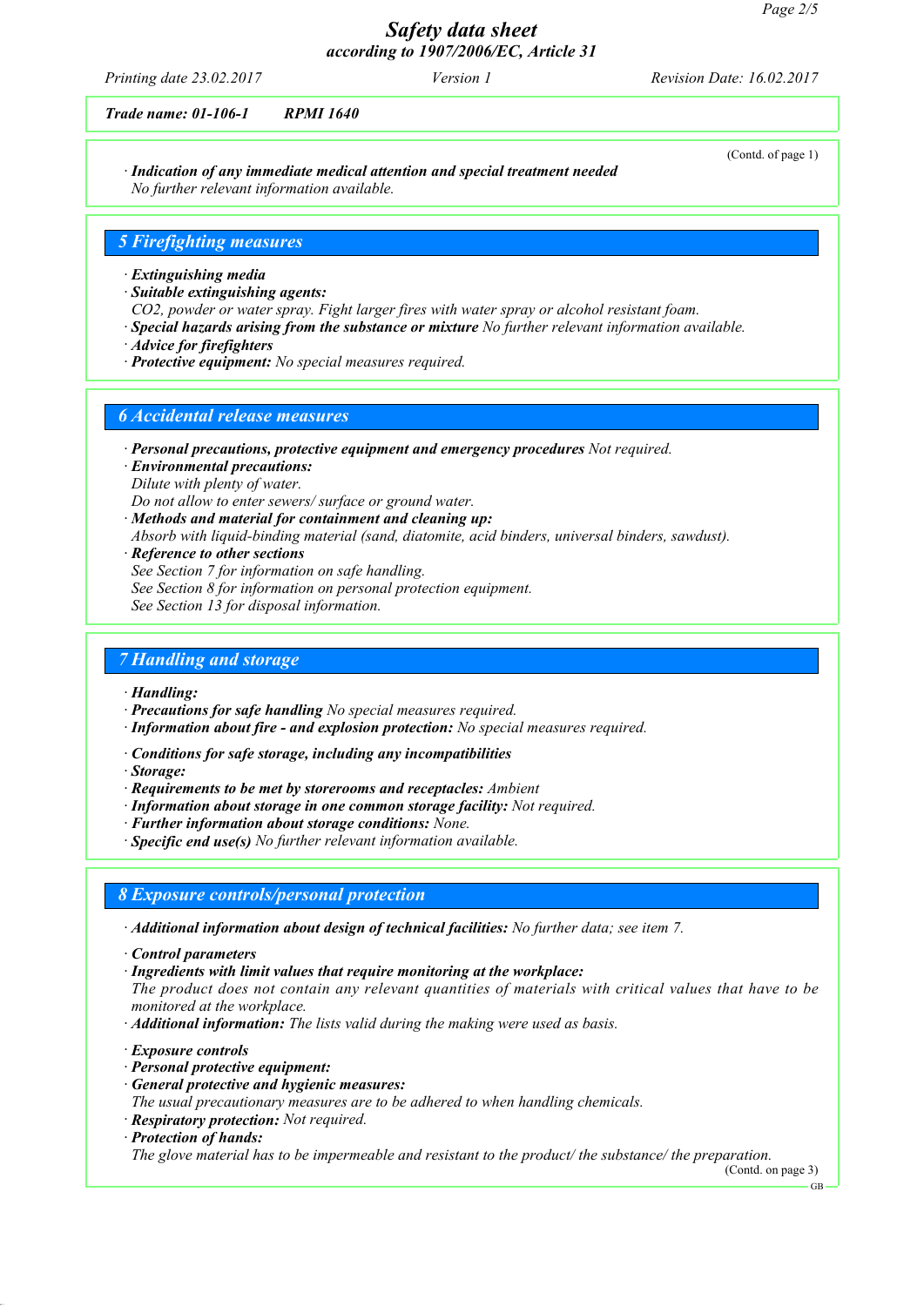Trade name: 01-106-1 RPMI 1640

(Contd. of page 1)

· **Indication of any immediate medical attention and special treatment needed**
No further relevant information available.

## 5 Firefighting measures

· **Extinguishing media**
· **Suitable extinguishing agents:**
CO2, powder or water spray. Fight larger fires with water spray or alcohol resistant foam.
· **Special hazards arising from the substance or mixture** No further relevant information available.
· **Advice for firefighters**
· **Protective equipment:** No special measures required.

## 6 Accidental release measures

· **Personal precautions, protective equipment and emergency procedures** Not required.
· **Environmental precautions:**
Dilute with plenty of water.
Do not allow to enter sewers/ surface or ground water.
· **Methods and material for containment and cleaning up:**
Absorb with liquid-binding material (sand, diatomite, acid binders, universal binders, sawdust).
· **Reference to other sections**
See Section 7 for information on safe handling.
See Section 8 for information on personal protection equipment.
See Section 13 for disposal information.

## 7 Handling and storage

· **Handling:**
· **Precautions for safe handling** No special measures required.
· **Information about fire - and explosion protection:** No special measures required.

· **Conditions for safe storage, including any incompatibilities**
· **Storage:**
· **Requirements to be met by storerooms and receptacles:** Ambient
· **Information about storage in one common storage facility:** Not required.
· **Further information about storage conditions:** None.
· **Specific end use(s)** No further relevant information available.

## 8 Exposure controls/personal protection

· **Additional information about design of technical facilities:** No further data; see item 7.

· **Control parameters**
· **Ingredients with limit values that require monitoring at the workplace:**
The product does not contain any relevant quantities of materials with critical values that have to be monitored at the workplace.
· **Additional information:** The lists valid during the making were used as basis.

· **Exposure controls**
· **Personal protective equipment:**
· **General protective and hygienic measures:**
The usual precautionary measures are to be adhered to when handling chemicals.
· **Respiratory protection:** Not required.
· **Protection of hands:**
The glove material has to be impermeable and resistant to the product/ the substance/ the preparation.

(Contd. on page 3)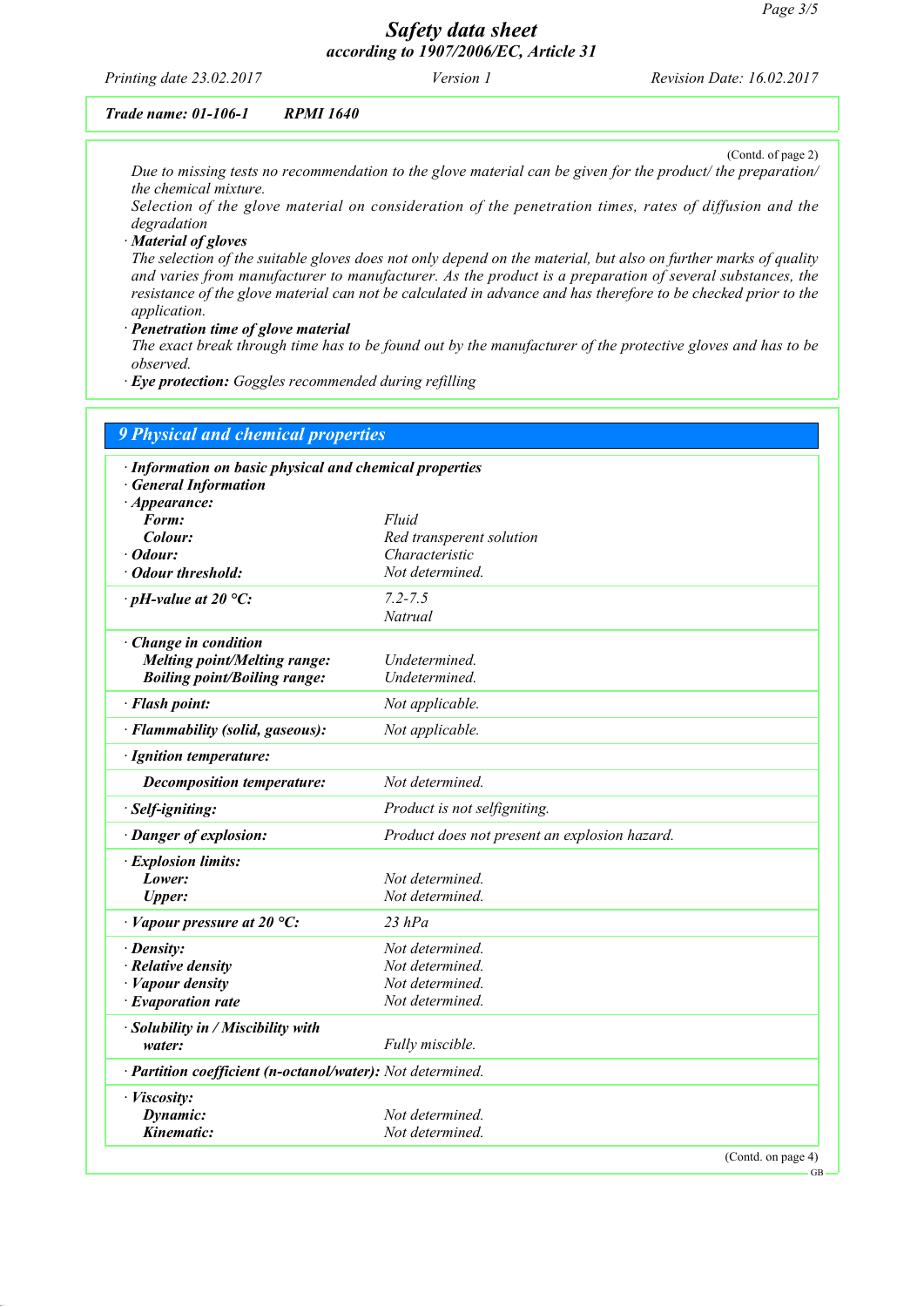Trade name: 01-106-1 RPMI 1640

(Contd. of page 2)

Due to missing tests no recommendation to the glove material can be given for the product/ the preparation/ the chemical mixture.
Selection of the glove material on consideration of the penetration times, rates of diffusion and the degradation

· **Material of gloves**
The selection of the suitable gloves does not only depend on the material, but also on further marks of quality and varies from manufacturer to manufacturer. As the product is a preparation of several substances, the resistance of the glove material can not be calculated in advance and has therefore to be checked prior to the application.

· **Penetration time of glove material**
The exact break through time has to be found out by the manufacturer of the protective gloves and has to be observed.

· **Eye protection:** Goggles recommended during refilling

## 9 Physical and chemical properties

· **Information on basic physical and chemical properties**
· **General Information**

| Property | Value |
|---|---|
| · **Appearance:** | |
| **Form:** | Fluid |
| **Colour:** | Red transperent solution |
| · **Odour:** | Characteristic |
| · **Odour threshold:** | Not determined. |
| · **pH-value at 20 °C:** | 7.2-7.5 Natrual |
| · **Change in condition** | |
| **Melting point/Melting range:** | Undetermined. |
| **Boiling point/Boiling range:** | Undetermined. |
| · **Flash point:** | Not applicable. |
| · **Flammability (solid, gaseous):** | Not applicable. |
| · **Ignition temperature:** | |
| **Decomposition temperature:** | Not determined. |
| · **Self-igniting:** | Product is not selfigniting. |
| · **Danger of explosion:** | Product does not present an explosion hazard. |
| · **Explosion limits:** | |
| **Lower:** | Not determined. |
| **Upper:** | Not determined. |
| · **Vapour pressure at 20 °C:** | 23 hPa |
| · **Density:** | Not determined. |
| · **Relative density** | Not determined. |
| · **Vapour density** | Not determined. |
| · **Evaporation rate** | Not determined. |
| · **Solubility in / Miscibility with water:** | Fully miscible. |
| · **Partition coefficient (n-octanol/water):** | Not determined. |
| · **Viscosity:** | |
| **Dynamic:** | Not determined. |
| **Kinematic:** | Not determined. |

(Contd. on page 4)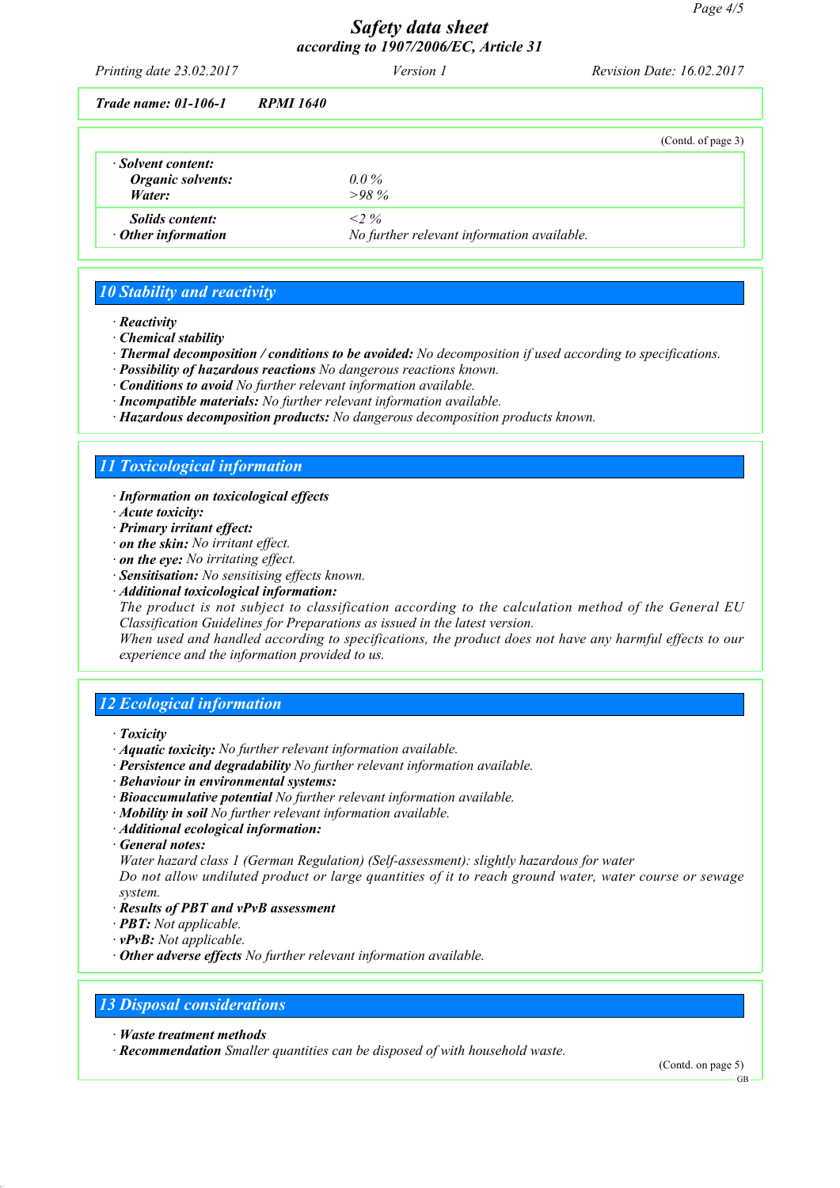*Trade name:* ***01-106-1 RPMI 1640***

(Contd. of page 3)

| · **Solvent content:** | |
|---|---|
| **Organic solvents:** | *0.0 %* |
| **Water:** | *>98 %* |
| **Solids content:** | *<2 %* |
| · **Other information** | *No further relevant information available.* |

## 10 Stability and reactivity

· **Reactivity**
· **Chemical stability**
· **Thermal decomposition / conditions to be avoided:** *No decomposition if used according to specifications.*
· **Possibility of hazardous reactions** *No dangerous reactions known.*
· **Conditions to avoid** *No further relevant information available.*
· **Incompatible materials:** *No further relevant information available.*
· **Hazardous decomposition products:** *No dangerous decomposition products known.*

## 11 Toxicological information

· **Information on toxicological effects**
· **Acute toxicity:**
· **Primary irritant effect:**
· **on the skin:** *No irritant effect.*
· **on the eye:** *No irritating effect.*
· **Sensitisation:** *No sensitising effects known.*
· **Additional toxicological information:**
*The product is not subject to classification according to the calculation method of the General EU Classification Guidelines for Preparations as issued in the latest version.*
*When used and handled according to specifications, the product does not have any harmful effects to our experience and the information provided to us.*

## 12 Ecological information

· **Toxicity**
· **Aquatic toxicity:** *No further relevant information available.*
· **Persistence and degradability** *No further relevant information available.*
· **Behaviour in environmental systems:**
· **Bioaccumulative potential** *No further relevant information available.*
· **Mobility in soil** *No further relevant information available.*
· **Additional ecological information:**
· **General notes:**
*Water hazard class 1 (German Regulation) (Self-assessment): slightly hazardous for water*
*Do not allow undiluted product or large quantities of it to reach ground water, water course or sewage system.*
· **Results of PBT and vPvB assessment**
· **PBT:** *Not applicable.*
· **vPvB:** *Not applicable.*
· **Other adverse effects** *No further relevant information available.*

## 13 Disposal considerations

· **Waste treatment methods**
· **Recommendation** *Smaller quantities can be disposed of with household waste.*

(Contd. on page 5)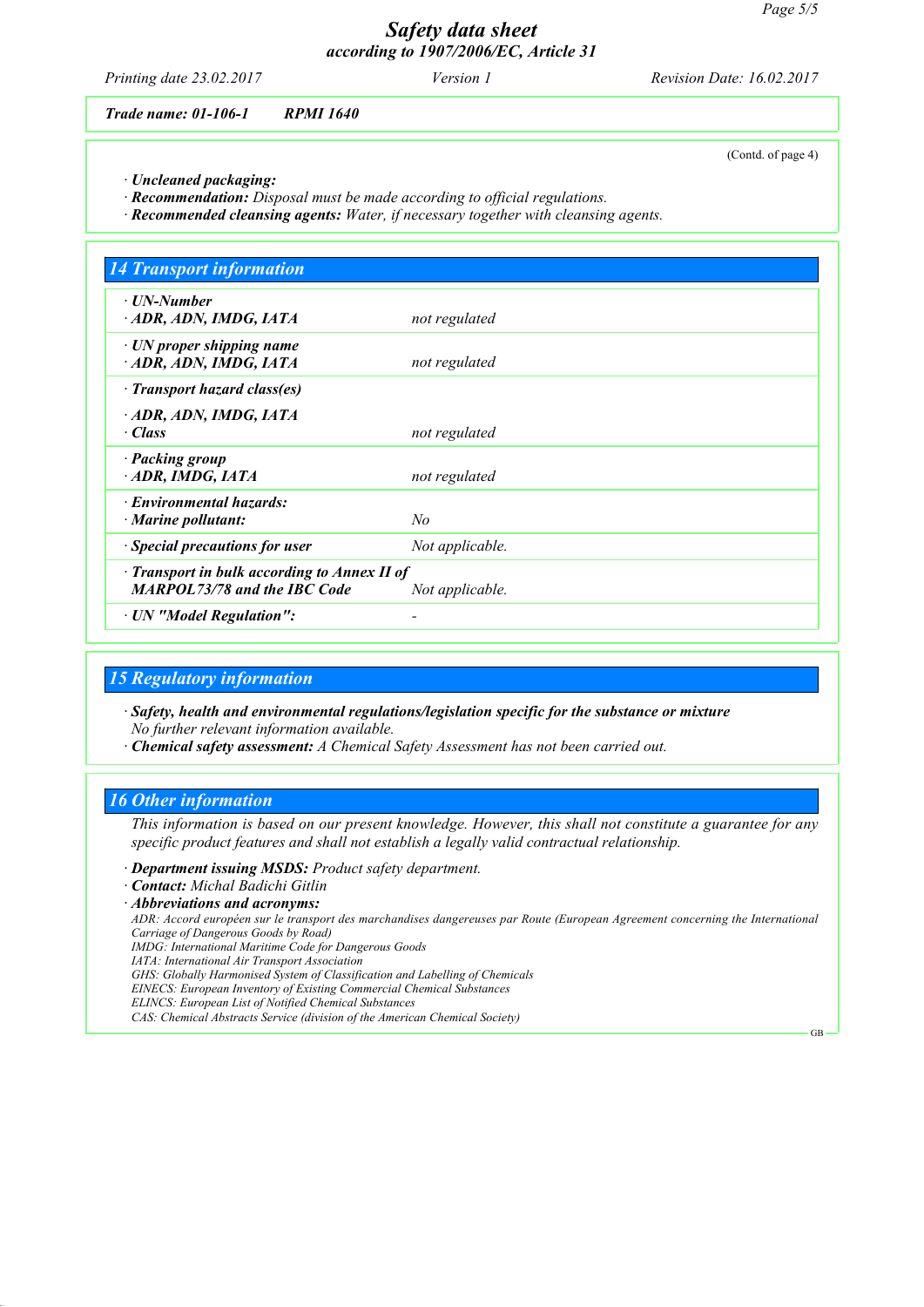*Trade name: 01-106-1 RPMI 1640*

(Contd. of page 4)

· ***Uncleaned packaging:***
· ***Recommendation:*** *Disposal must be made according to official regulations.*
· ***Recommended cleansing agents:*** *Water, if necessary together with cleansing agents.*

## *14 Transport information*

| | |
|---|---|
| · ***UN-Number*** · ***ADR, ADN, IMDG, IATA*** | *not regulated* |
| · ***UN proper shipping name*** · ***ADR, ADN, IMDG, IATA*** | *not regulated* |
| · ***Transport hazard class(es)*** · ***ADR, ADN, IMDG, IATA*** · ***Class*** | *not regulated* |
| · ***Packing group*** · ***ADR, IMDG, IATA*** | *not regulated* |
| · ***Environmental hazards:*** · ***Marine pollutant:*** | *No* |
| · ***Special precautions for user*** | *Not applicable.* |
| · ***Transport in bulk according to Annex II of MARPOL73/78 and the IBC Code*** | *Not applicable.* |
| · ***UN "Model Regulation":*** | - |

## *15 Regulatory information*

· ***Safety, health and environmental regulations/legislation specific for the substance or mixture***
*No further relevant information available.*
· ***Chemical safety assessment:*** *A Chemical Safety Assessment has not been carried out.*

## *16 Other information*

*This information is based on our present knowledge. However, this shall not constitute a guarantee for any specific product features and shall not establish a legally valid contractual relationship.*

· ***Department issuing MSDS:*** *Product safety department.*
· ***Contact:*** *Michal Badichi Gitlin*
· ***Abbreviations and acronyms:***
*ADR: Accord européen sur le transport des marchandises dangereuses par Route (European Agreement concerning the International Carriage of Dangerous Goods by Road)*
*IMDG: International Maritime Code for Dangerous Goods*
*IATA: International Air Transport Association*
*GHS: Globally Harmonised System of Classification and Labelling of Chemicals*
*EINECS: European Inventory of Existing Commercial Chemical Substances*
*ELINCS: European List of Notified Chemical Substances*
*CAS: Chemical Abstracts Service (division of the American Chemical Society)*